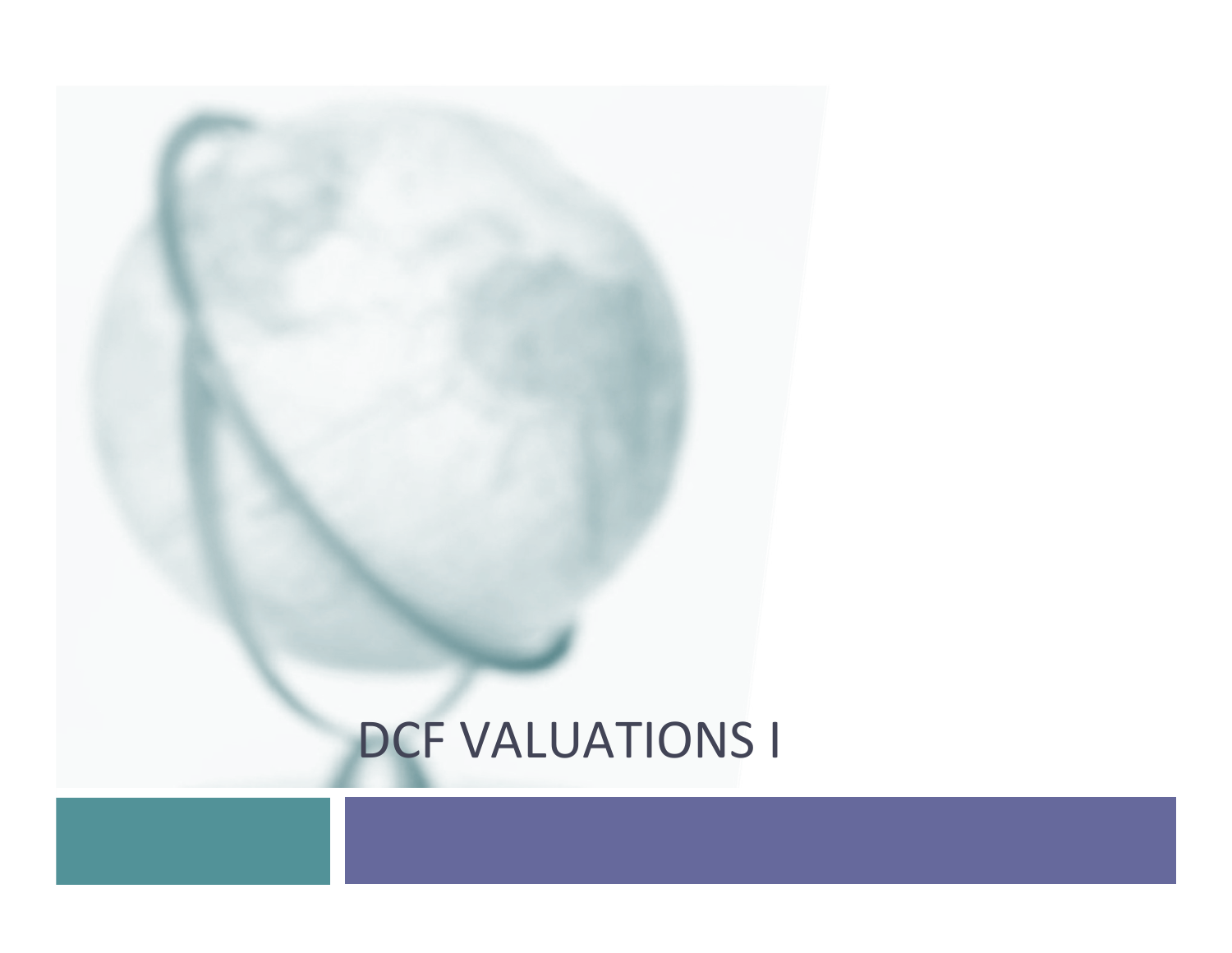# DCF VALUATIONS I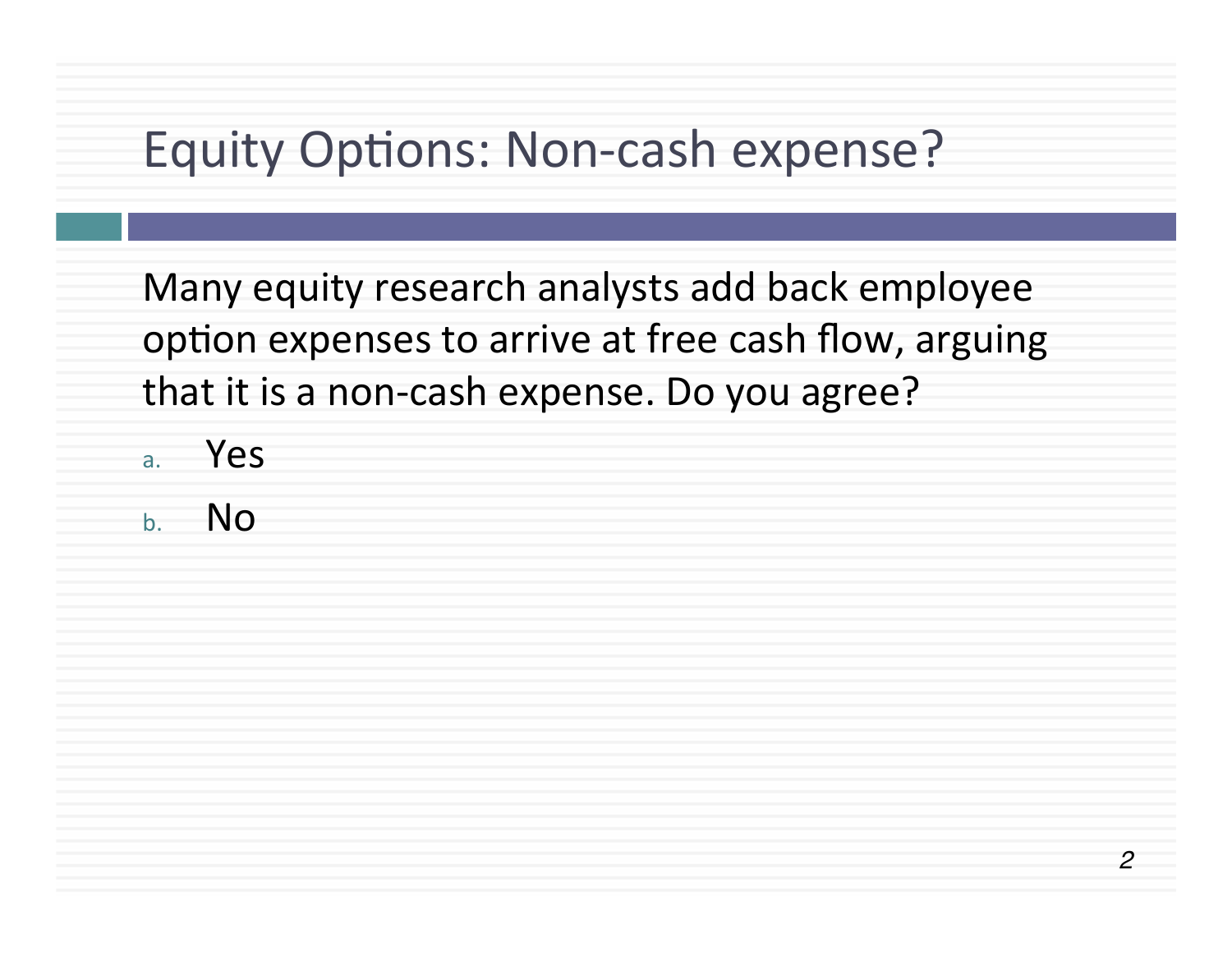# Equity Options: Non-cash expense?

Many equity research analysts add back employee option expenses to arrive at free cash flow, arguing that it is a non-cash expense. Do you agree?

a. Yes
b. No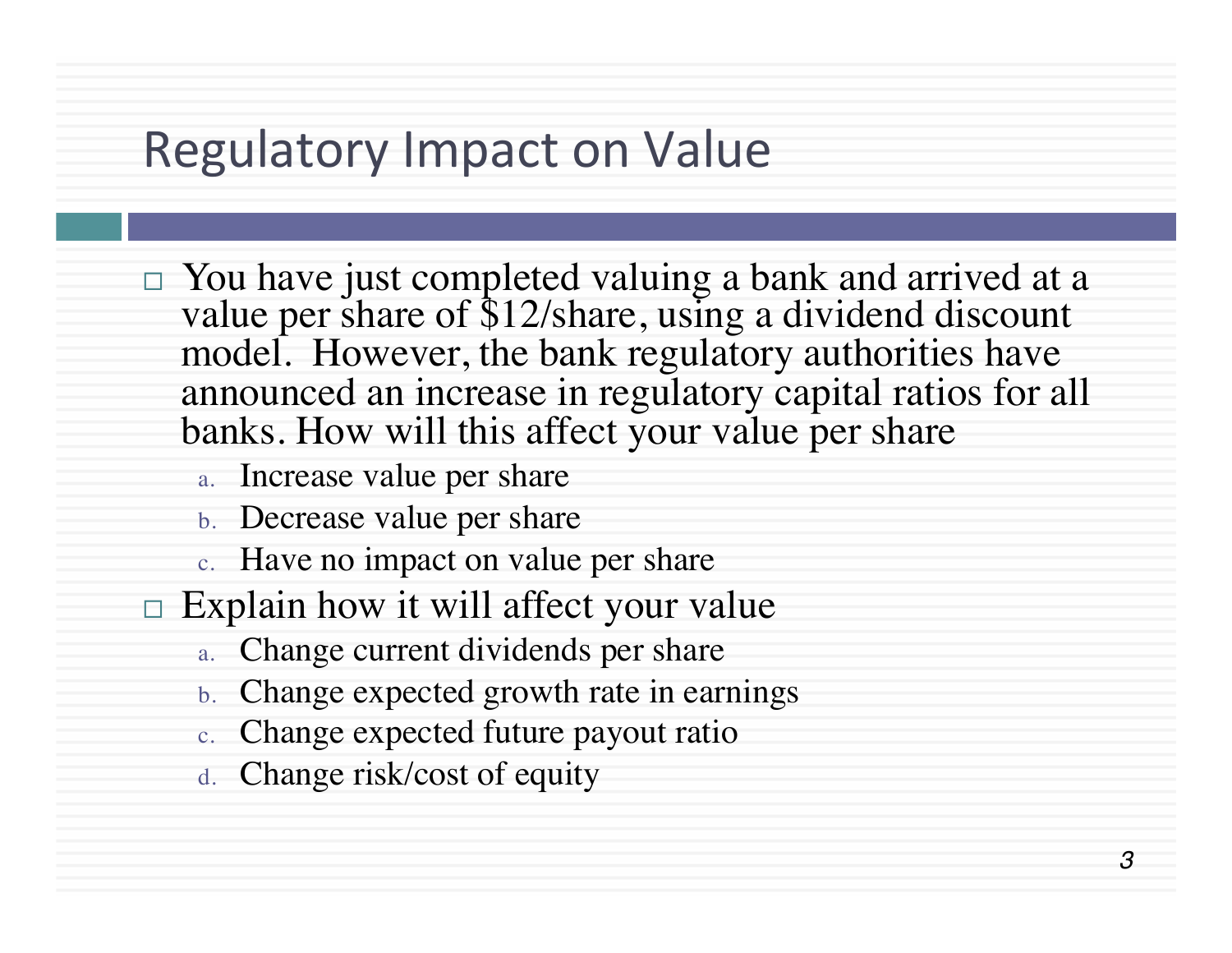# Regulatory Impact on Value

- You have just completed valuing a bank and arrived at a value per share of $12/share, using a dividend discount model. However, the bank regulatory authorities have announced an increase in regulatory capital ratios for all banks. How will this affect your value per share
  a. Increase value per share
  b. Decrease value per share
  c. Have no impact on value per share
- Explain how it will affect your value
  a. Change current dividends per share
  b. Change expected growth rate in earnings
  c. Change expected future payout ratio
  d. Change risk/cost of equity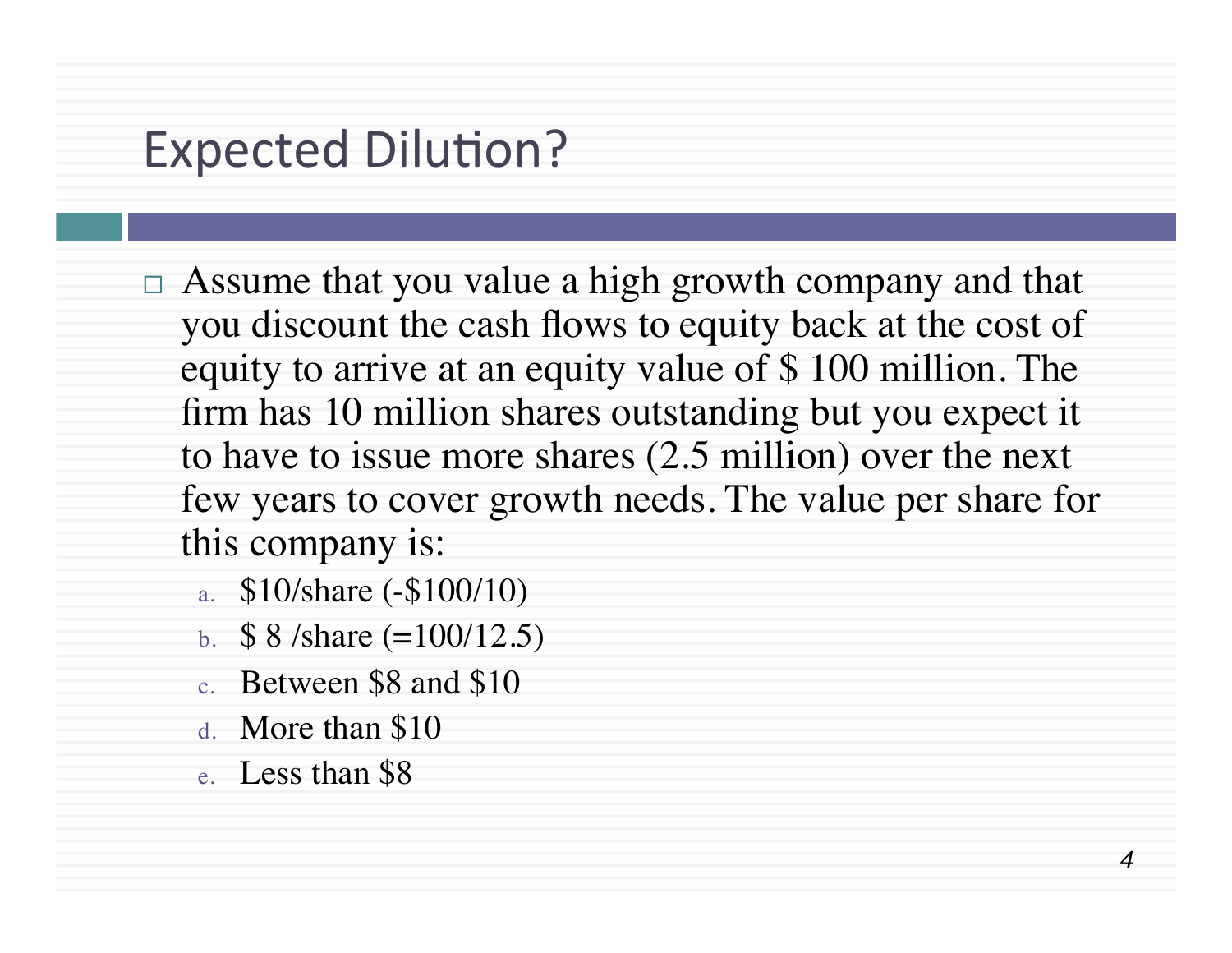# Expected Dilution?

- Assume that you value a high growth company and that you discount the cash flows to equity back at the cost of equity to arrive at an equity value of $ 100 million. The firm has 10 million shares outstanding but you expect it to have to issue more shares (2.5 million) over the next few years to cover growth needs. The value per share for this company is:
  a. $10/share (-$100/10)
  b. $ 8 /share (=100/12.5)
  c. Between $8 and $10
  d. More than $10
  e. Less than $8